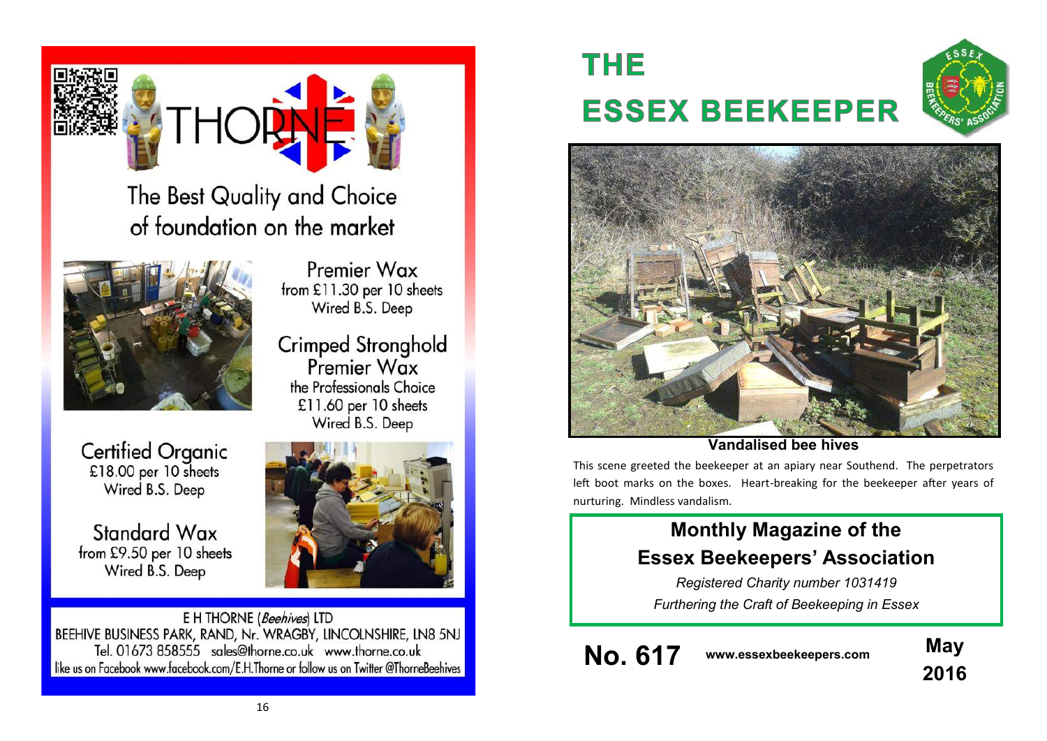THORNE

The Best Quality and Choice of foundation on the market

**Premier Wax**
from £11.30 per 10 sheets
Wired B.S. Deep

**Crimped Stronghold Premier Wax**
the Professionals Choice
£11.60 per 10 sheets
Wired B.S. Deep

**Certified Organic**
£18.00 per 10 sheets
Wired B.S. Deep

**Standard Wax**
from £9.50 per 10 sheets
Wired B.S. Deep

E H THORNE (*Beehives*) LTD
BEEHIVE BUSINESS PARK, RAND, Nr. WRAGBY, LINCOLNSHIRE, LN8 5NJ
Tel. 01673 858555 sales@thorne.co.uk www.thorne.co.uk
like us on Facebook www.facebook.com/E.H.Thorne or follow us on Twitter @ThorneBeehives

# THE ESSEX BEEKEEPER

**Vandalised bee hives**

This scene greeted the beekeeper at an apiary near Southend. The perpetrators left boot marks on the boxes. Heart-breaking for the beekeeper after years of nurturing. Mindless vandalism.

## Monthly Magazine of the Essex Beekeepers' Association

*Registered Charity number 1031419*

*Furthering the Craft of Beekeeping in Essex*

**No. 617** **www.essexbeekeepers.com** **May 2016**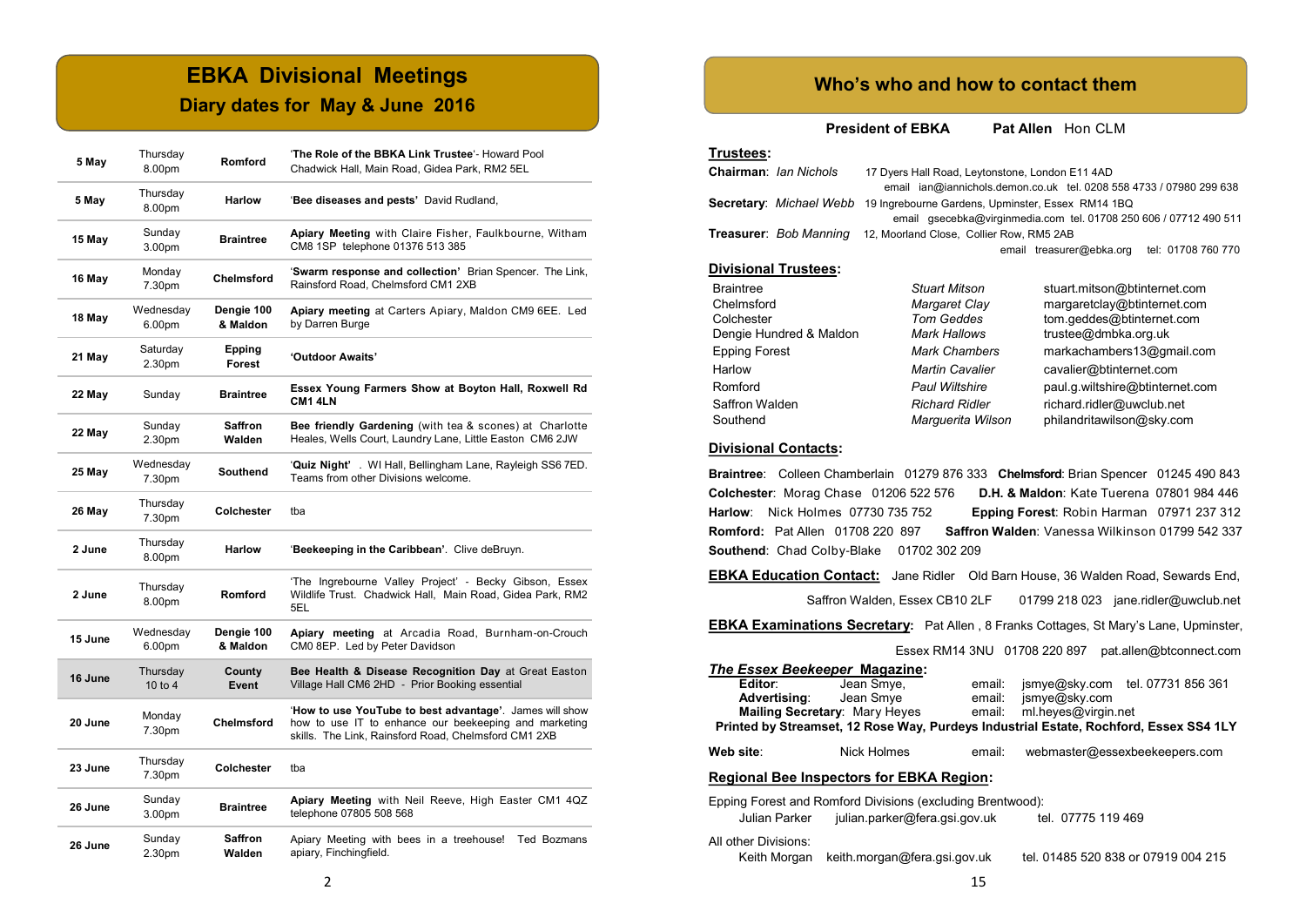# EBKA Divisional Meetings

## Diary dates for May & June 2016

| Date | Day/Time | Division | Event |
|---|---|---|---|
| **5 May** | Thursday 8.00pm | **Romford** | '**The Role of the BBKA Link Trustee**'- Howard Pool Chadwick Hall, Main Road, Gidea Park, RM2 5EL |
| **5 May** | Thursday 8.00pm | **Harlow** | '**Bee diseases and pests'** David Rudland, |
| **15 May** | Sunday 3.00pm | **Braintree** | **Apiary Meeting** with Claire Fisher, Faulkbourne, Witham CM8 1SP telephone 01376 513 385 |
| **16 May** | Monday 7.30pm | **Chelmsford** | '**Swarm response and collection'** Brian Spencer. The Link, Rainsford Road, Chelmsford CM1 2XB |
| **18 May** | Wednesday 6.00pm | **Dengie 100 & Maldon** | **Apiary meeting** at Carters Apiary, Maldon CM9 6EE. Led by Darren Burge |
| **21 May** | Saturday 2.30pm | **Epping Forest** | **'Outdoor Awaits'** |
| **22 May** | Sunday | **Braintree** | **Essex Young Farmers Show at Boyton Hall, Roxwell Rd CM1 4LN** |
| **22 May** | Sunday 2.30pm | **Saffron Walden** | **Bee friendly Gardening** (with tea & scones) at Charlotte Heales, Wells Court, Laundry Lane, Little Easton CM6 2JW |
| **25 May** | Wednesday 7.30pm | **Southend** | '**Quiz Night'** . WI Hall, Bellingham Lane, Rayleigh SS6 7ED. Teams from other Divisions welcome. |
| **26 May** | Thursday 7.30pm | **Colchester** | tba |
| **2 June** | Thursday 8.00pm | **Harlow** | '**Beekeeping in the Caribbean'**. Clive deBruyn. |
| **2 June** | Thursday 8.00pm | **Romford** | 'The Ingrebourne Valley Project' - Becky Gibson, Essex Wildlife Trust. Chadwick Hall, Main Road, Gidea Park, RM2 5EL |
| **15 June** | Wednesday 6.00pm | **Dengie 100 & Maldon** | **Apiary meeting** at Arcadia Road, Burnham-on-Crouch CM0 8EP. Led by Peter Davidson |
| **16 June** | Thursday 10 to 4 | **County Event** | **Bee Health & Disease Recognition Day** at Great Easton Village Hall CM6 2HD - Prior Booking essential |
| **20 June** | Monday 7.30pm | **Chelmsford** | '**How to use YouTube to best advantage'**. James will show how to use IT to enhance our beekeeping and marketing skills. The Link, Rainsford Road, Chelmsford CM1 2XB |
| **23 June** | Thursday 7.30pm | **Colchester** | tba |
| **26 June** | Sunday 3.00pm | **Braintree** | **Apiary Meeting** with Neil Reeve, High Easter CM1 4QZ telephone 07805 508 568 |
| **26 June** | Sunday 2.30pm | **Saffron Walden** | Apiary Meeting with bees in a treehouse! Ted Bozmans apiary, Finchingfield. |

# Who's who and how to contact them

**President of EBKA** **Pat Allen** Hon CLM

**Trustees:**

**Chairman**: *Ian Nichols* 17 Dyers Hall Road, Leytonstone, London E11 4AD
email ian@iannichols.demon.co.uk tel. 0208 558 4733 / 07980 299 638

**Secretary**: *Michael Webb* 19 Ingrebourne Gardens, Upminster, Essex RM14 1BQ
email gsecebka@virginmedia.com tel. 01708 250 606 / 07712 490 511

**Treasurer**: *Bob Manning* 12, Moorland Close, Collier Row, RM5 2AB
email treasurer@ebka.org tel: 01708 760 770

**Divisional Trustees:**

| Division | Trustee | Email |
|---|---|---|
| Braintree | *Stuart Mitson* | stuart.mitson@btinternet.com |
| Chelmsford | *Margaret Clay* | margaretclay@btinternet.com |
| Colchester | *Tom Geddes* | tom.geddes@btinternet.com |
| Dengie Hundred & Maldon | *Mark Hallows* | trustee@dmbka.org.uk |
| Epping Forest | *Mark Chambers* | markachambers13@gmail.com |
| Harlow | *Martin Cavalier* | cavalier@btinternet.com |
| Romford | *Paul Wiltshire* | paul.g.wiltshire@btinternet.com |
| Saffron Walden | *Richard Ridler* | richard.ridler@uwclub.net |
| Southend | *Marguerita Wilson* | philandritawilson@sky.com |

**Divisional Contacts:**

**Braintree**: Colleen Chamberlain 01279 876 333 **Chelmsford**: Brian Spencer 01245 490 843
**Colchester**: Morag Chase 01206 522 576 **D.H. & Maldon**: Kate Tuerena 07801 984 446
**Harlow**: Nick Holmes 07730 735 752 **Epping Forest**: Robin Harman 07971 237 312
**Romford:** Pat Allen 01708 220 897 **Saffron Walden**: Vanessa Wilkinson 01799 542 337
**Southend**: Chad Colby-Blake 01702 302 209

**EBKA Education Contact:** Jane Ridler Old Barn House, 36 Walden Road, Sewards End, Saffron Walden, Essex CB10 2LF 01799 218 023 jane.ridler@uwclub.net

**EBKA Examinations Secretary**: Pat Allen , 8 Franks Cottages, St Mary's Lane, Upminster, Essex RM14 3NU 01708 220 897 pat.allen@btconnect.com

***The Essex Beekeeper* Magazine:**

**Editor**: Jean Smye, email: jsmye@sky.com tel. 07731 856 361
**Advertising**: Jean Smye email: jsmye@sky.com
**Mailing Secretary**: Mary Heyes email: ml.heyes@virgin.net
**Printed by Streamset, 12 Rose Way, Purdeys Industrial Estate, Rochford, Essex SS4 1LY**

**Web site**: Nick Holmes email: webmaster@essexbeekeepers.com

**Regional Bee Inspectors for EBKA Region:**

Epping Forest and Romford Divisions (excluding Brentwood):
Julian Parker julian.parker@fera.gsi.gov.uk tel. 07775 119 469

All other Divisions:
Keith Morgan keith.morgan@fera.gsi.gov.uk tel. 01485 520 838 or 07919 004 215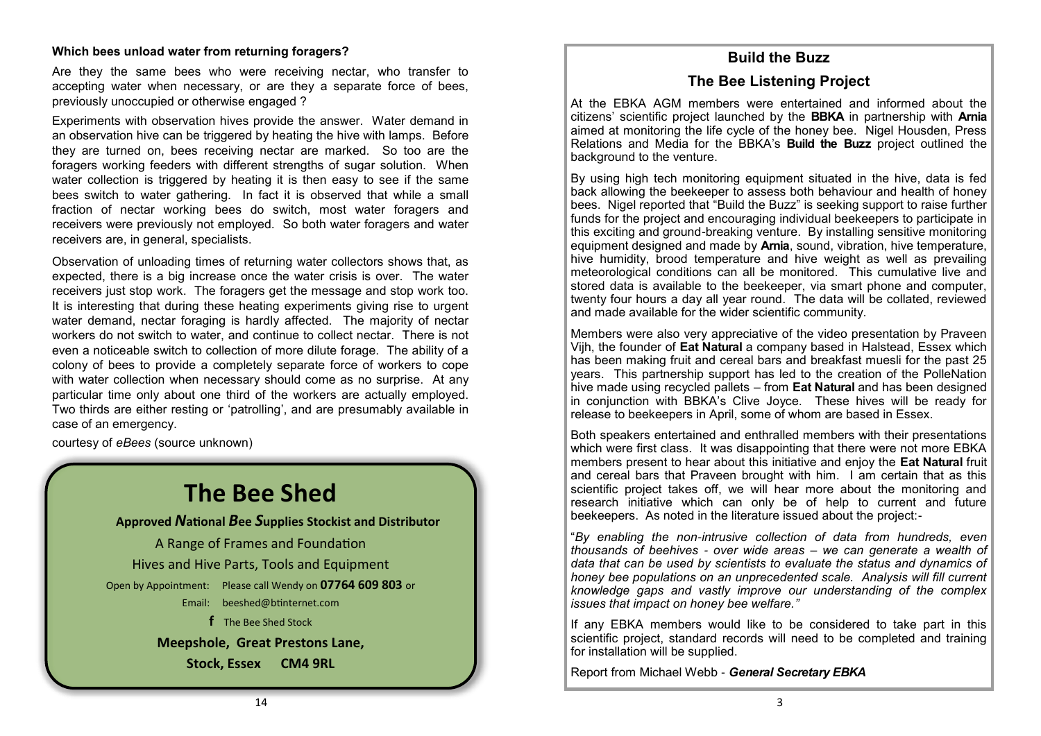### Which bees unload water from returning foragers?

Are they the same bees who were receiving nectar, who transfer to accepting water when necessary, or are they a separate force of bees, previously unoccupied or otherwise engaged ?

Experiments with observation hives provide the answer. Water demand in an observation hive can be triggered by heating the hive with lamps. Before they are turned on, bees receiving nectar are marked. So too are the foragers working feeders with different strengths of sugar solution. When water collection is triggered by heating it is then easy to see if the same bees switch to water gathering. In fact it is observed that while a small fraction of nectar working bees do switch, most water foragers and receivers were previously not employed. So both water foragers and water receivers are, in general, specialists.

Observation of unloading times of returning water collectors shows that, as expected, there is a big increase once the water crisis is over. The water receivers just stop work. The foragers get the message and stop work too. It is interesting that during these heating experiments giving rise to urgent water demand, nectar foraging is hardly affected. The majority of nectar workers do not switch to water, and continue to collect nectar. There is not even a noticeable switch to collection of more dilute forage. The ability of a colony of bees to provide a completely separate force of workers to cope with water collection when necessary should come as no surprise. At any particular time only about one third of the workers are actually employed. Two thirds are either resting or 'patrolling', and are presumably available in case of an emergency.

courtesy of *eBees* (source unknown)

## The Bee Shed

**Approved *N*ational *B*ee *S*upplies Stockist and Distributor**

A Range of Frames and Foundation

Hives and Hive Parts, Tools and Equipment

Open by Appointment: Please call Wendy on **07764 609 803** or

Email: beeshed@btinternet.com

f The Bee Shed Stock

**Meepshole, Great Prestons Lane,**

**Stock, Essex CM4 9RL**

## Build the Buzz

## The Bee Listening Project

At the EBKA AGM members were entertained and informed about the citizens' scientific project launched by the **BBKA** in partnership with **Arnia** aimed at monitoring the life cycle of the honey bee. Nigel Housden, Press Relations and Media for the BBKA's **Build the Buzz** project outlined the background to the venture.

By using high tech monitoring equipment situated in the hive, data is fed back allowing the beekeeper to assess both behaviour and health of honey bees. Nigel reported that "Build the Buzz" is seeking support to raise further funds for the project and encouraging individual beekeepers to participate in this exciting and ground-breaking venture. By installing sensitive monitoring equipment designed and made by **Arnia**, sound, vibration, hive temperature, hive humidity, brood temperature and hive weight as well as prevailing meteorological conditions can all be monitored. This cumulative live and stored data is available to the beekeeper, via smart phone and computer, twenty four hours a day all year round. The data will be collated, reviewed and made available for the wider scientific community.

Members were also very appreciative of the video presentation by Praveen Vijh, the founder of **Eat Natural** a company based in Halstead, Essex which has been making fruit and cereal bars and breakfast muesli for the past 25 years. This partnership support has led to the creation of the PolleNation hive made using recycled pallets – from **Eat Natural** and has been designed in conjunction with BBKA's Clive Joyce. These hives will be ready for release to beekeepers in April, some of whom are based in Essex.

Both speakers entertained and enthralled members with their presentations which were first class. It was disappointing that there were not more EBKA members present to hear about this initiative and enjoy the **Eat Natural** fruit and cereal bars that Praveen brought with him. I am certain that as this scientific project takes off, we will hear more about the monitoring and research initiative which can only be of help to current and future beekeepers. As noted in the literature issued about the project:-

"*By enabling the non-intrusive collection of data from hundreds, even thousands of beehives - over wide areas – we can generate a wealth of data that can be used by scientists to evaluate the status and dynamics of honey bee populations on an unprecedented scale. Analysis will fill current knowledge gaps and vastly improve our understanding of the complex issues that impact on honey bee welfare."*

If any EBKA members would like to be considered to take part in this scientific project, standard records will need to be completed and training for installation will be supplied.

Report from Michael Webb - ***General Secretary EBKA***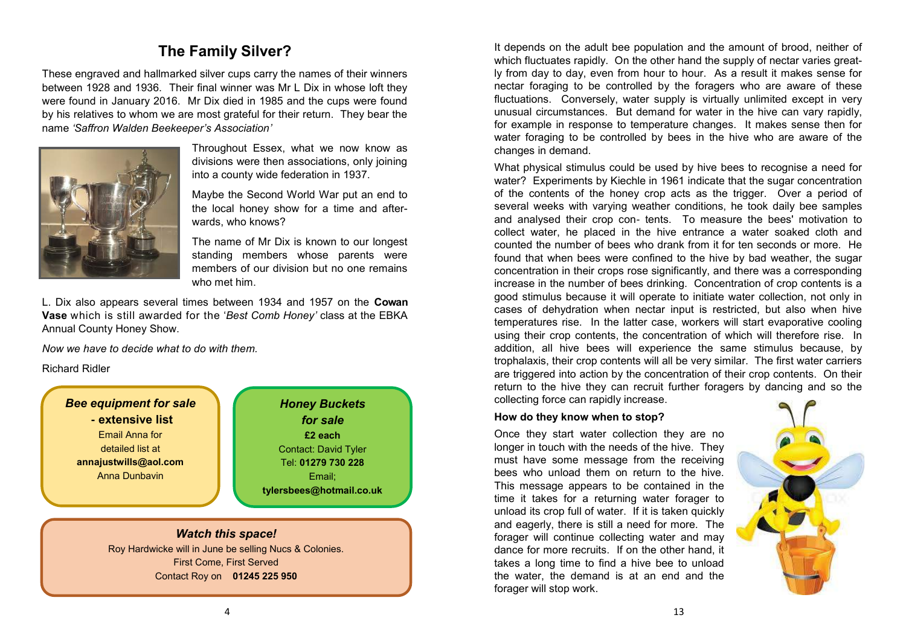## The Family Silver?

These engraved and hallmarked silver cups carry the names of their winners between 1928 and 1936. Their final winner was Mr L Dix in whose loft they were found in January 2016. Mr Dix died in 1985 and the cups were found by his relatives to whom we are most grateful for their return. They bear the name *'Saffron Walden Beekeeper's Association'*

Throughout Essex, what we now know as divisions were then associations, only joining into a county wide federation in 1937.

Maybe the Second World War put an end to the local honey show for a time and afterwards, who knows?

The name of Mr Dix is known to our longest standing members whose parents were members of our division but no one remains who met him.

L. Dix also appears several times between 1934 and 1957 on the **Cowan Vase** which is still awarded for the '*Best Comb Honey'* class at the EBKA Annual County Honey Show.

*Now we have to decide what to do with them.*

Richard Ridler

***Bee equipment for sale* - extensive list**
Email Anna for detailed list at
**annajustwills@aol.com**
Anna Dunbavin

***Honey Buckets for sale***
**£2 each**
Contact: David Tyler
Tel: **01279 730 228**
Email;
**tylersbees@hotmail.co.uk**

***Watch this space!***
Roy Hardwicke will in June be selling Nucs & Colonies.
First Come, First Served
Contact Roy on **01245 225 950**

It depends on the adult bee population and the amount of brood, neither of which fluctuates rapidly. On the other hand the supply of nectar varies greatly from day to day, even from hour to hour. As a result it makes sense for nectar foraging to be controlled by the foragers who are aware of these fluctuations. Conversely, water supply is virtually unlimited except in very unusual circumstances. But demand for water in the hive can vary rapidly, for example in response to temperature changes. It makes sense then for water foraging to be controlled by bees in the hive who are aware of the changes in demand.

What physical stimulus could be used by hive bees to recognise a need for water? Experiments by Kiechle in 1961 indicate that the sugar concentration of the contents of the honey crop acts as the trigger. Over a period of several weeks with varying weather conditions, he took daily bee samples and analysed their crop con- tents. To measure the bees' motivation to collect water, he placed in the hive entrance a water soaked cloth and counted the number of bees who drank from it for ten seconds or more. He found that when bees were confined to the hive by bad weather, the sugar concentration in their crops rose significantly, and there was a corresponding increase in the number of bees drinking. Concentration of crop contents is a good stimulus because it will operate to initiate water collection, not only in cases of dehydration when nectar input is restricted, but also when hive temperatures rise. In the latter case, workers will start evaporative cooling using their crop contents, the concentration of which will therefore rise. In addition, all hive bees will experience the same stimulus because, by trophalaxis, their crop contents will all be very similar. The first water carriers are triggered into action by the concentration of their crop contents. On their return to the hive they can recruit further foragers by dancing and so the collecting force can rapidly increase.

**How do they know when to stop?**

Once they start water collection they are no longer in touch with the needs of the hive. They must have some message from the receiving bees who unload them on return to the hive. This message appears to be contained in the time it takes for a returning water forager to unload its crop full of water. If it is taken quickly and eagerly, there is still a need for more. The forager will continue collecting water and may dance for more recruits. If on the other hand, it takes a long time to find a hive bee to unload the water, the demand is at an end and the forager will stop work.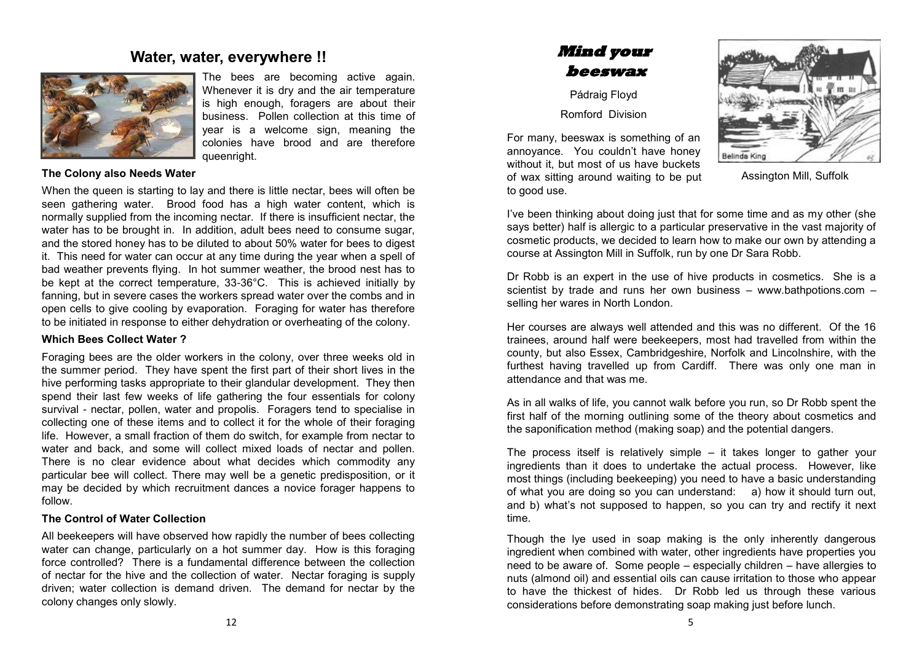# Water, water, everywhere !!

The bees are becoming active again. Whenever it is dry and the air temperature is high enough, foragers are about their business. Pollen collection at this time of year is a welcome sign, meaning the colonies have brood and are therefore queenright.

### The Colony also Needs Water

When the queen is starting to lay and there is little nectar, bees will often be seen gathering water. Brood food has a high water content, which is normally supplied from the incoming nectar. If there is insufficient nectar, the water has to be brought in. In addition, adult bees need to consume sugar, and the stored honey has to be diluted to about 50% water for bees to digest it. This need for water can occur at any time during the year when a spell of bad weather prevents flying. In hot summer weather, the brood nest has to be kept at the correct temperature, 33-36°C. This is achieved initially by fanning, but in severe cases the workers spread water over the combs and in open cells to give cooling by evaporation. Foraging for water has therefore to be initiated in response to either dehydration or overheating of the colony.

### Which Bees Collect Water ?

Foraging bees are the older workers in the colony, over three weeks old in the summer period. They have spent the first part of their short lives in the hive performing tasks appropriate to their glandular development. They then spend their last few weeks of life gathering the four essentials for colony survival - nectar, pollen, water and propolis. Foragers tend to specialise in collecting one of these items and to collect it for the whole of their foraging life. However, a small fraction of them do switch, for example from nectar to water and back, and some will collect mixed loads of nectar and pollen. There is no clear evidence about what decides which commodity any particular bee will collect. There may well be a genetic predisposition, or it may be decided by which recruitment dances a novice forager happens to follow.

### The Control of Water Collection

All beekeepers will have observed how rapidly the number of bees collecting water can change, particularly on a hot summer day. How is this foraging force controlled? There is a fundamental difference between the collection of nectar for the hive and the collection of water. Nectar foraging is supply driven; water collection is demand driven. The demand for nectar by the colony changes only slowly.

# Mind your beeswax

Pádraig Floyd

Romford Division

Assington Mill, Suffolk

For many, beeswax is something of an annoyance. You couldn't have honey without it, but most of us have buckets of wax sitting around waiting to be put to good use.

I've been thinking about doing just that for some time and as my other (she says better) half is allergic to a particular preservative in the vast majority of cosmetic products, we decided to learn how to make our own by attending a course at Assington Mill in Suffolk, run by one Dr Sara Robb.

Dr Robb is an expert in the use of hive products in cosmetics. She is a scientist by trade and runs her own business – www.bathpotions.com – selling her wares in North London.

Her courses are always well attended and this was no different. Of the 16 trainees, around half were beekeepers, most had travelled from within the county, but also Essex, Cambridgeshire, Norfolk and Lincolnshire, with the furthest having travelled up from Cardiff. There was only one man in attendance and that was me.

As in all walks of life, you cannot walk before you run, so Dr Robb spent the first half of the morning outlining some of the theory about cosmetics and the saponification method (making soap) and the potential dangers.

The process itself is relatively simple – it takes longer to gather your ingredients than it does to undertake the actual process. However, like most things (including beekeeping) you need to have a basic understanding of what you are doing so you can understand: a) how it should turn out, and b) what's not supposed to happen, so you can try and rectify it next time.

Though the lye used in soap making is the only inherently dangerous ingredient when combined with water, other ingredients have properties you need to be aware of. Some people – especially children – have allergies to nuts (almond oil) and essential oils can cause irritation to those who appear to have the thickest of hides. Dr Robb led us through these various considerations before demonstrating soap making just before lunch.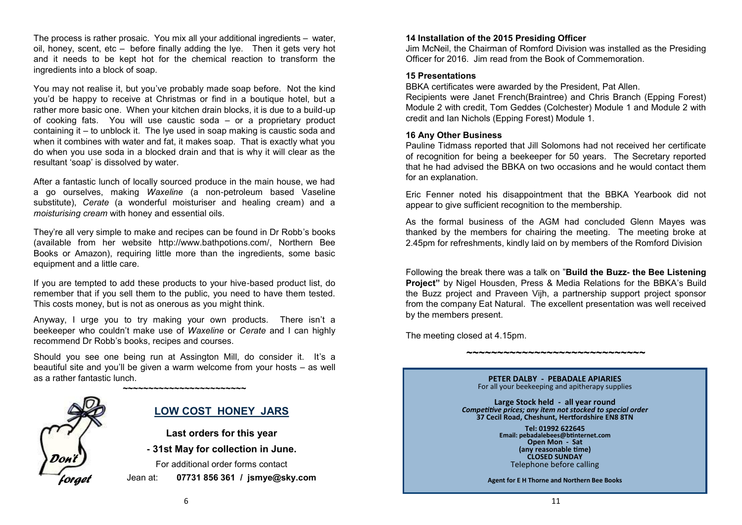The process is rather prosaic. You mix all your additional ingredients – water, oil, honey, scent, etc – before finally adding the lye. Then it gets very hot and it needs to be kept hot for the chemical reaction to transform the ingredients into a block of soap.

You may not realise it, but you've probably made soap before. Not the kind you'd be happy to receive at Christmas or find in a boutique hotel, but a rather more basic one. When your kitchen drain blocks, it is due to a build-up of cooking fats. You will use caustic soda – or a proprietary product containing it – to unblock it. The lye used in soap making is caustic soda and when it combines with water and fat, it makes soap. That is exactly what you do when you use soda in a blocked drain and that is why it will clear as the resultant 'soap' is dissolved by water.

After a fantastic lunch of locally sourced produce in the main house, we had a go ourselves, making *Waxeline* (a non-petroleum based Vaseline substitute), *Cerate* (a wonderful moisturiser and healing cream) and a *moisturising cream* with honey and essential oils.

They're all very simple to make and recipes can be found in Dr Robb's books (available from her website http://www.bathpotions.com/, Northern Bee Books or Amazon), requiring little more than the ingredients, some basic equipment and a little care.

If you are tempted to add these products to your hive-based product list, do remember that if you sell them to the public, you need to have them tested. This costs money, but is not as onerous as you might think.

Anyway, I urge you to try making your own products. There isn't a beekeeper who couldn't make use of *Waxeline* or *Cerate* and I can highly recommend Dr Robb's books, recipes and courses.

Should you see one being run at Assington Mill, do consider it. It's a beautiful site and you'll be given a warm welcome from your hosts – as well as a rather fantastic lunch.

~~~~~~~~~~~~~~~~~~~~~~~~

*Don't forget*

## LOW COST HONEY JARS

**Last orders for this year**

**- 31st May for collection in June.**

For additional order forms contact

Jean at: **07731 856 361 / jsmye@sky.com**

**14 Installation of the 2015 Presiding Officer**

Jim McNeil, the Chairman of Romford Division was installed as the Presiding Officer for 2016. Jim read from the Book of Commemoration.

**15 Presentations**

BBKA certificates were awarded by the President, Pat Allen.
Recipients were Janet French(Braintree) and Chris Branch (Epping Forest) Module 2 with credit, Tom Geddes (Colchester) Module 1 and Module 2 with credit and Ian Nichols (Epping Forest) Module 1.

**16 Any Other Business**

Pauline Tidmass reported that Jill Solomons had not received her certificate of recognition for being a beekeeper for 50 years. The Secretary reported that he had advised the BBKA on two occasions and he would contact them for an explanation.

Eric Fenner noted his disappointment that the BBKA Yearbook did not appear to give sufficient recognition to the membership.

As the formal business of the AGM had concluded Glenn Mayes was thanked by the members for chairing the meeting. The meeting broke at 2.45pm for refreshments, kindly laid on by members of the Romford Division

Following the break there was a talk on "**Build the Buzz- the Bee Listening Project"** by Nigel Housden, Press & Media Relations for the BBKA's Build the Buzz project and Praveen Vijh, a partnership support project sponsor from the company Eat Natural. The excellent presentation was well received by the members present.

The meeting closed at 4.15pm.

~~~~~~~~~~~~~~~~~~~~~~~~~~~~~~

**PETER DALBY - PEBADALE APIARIES**
For all your beekeeping and apitherapy supplies

**Large Stock held - all year round**
***Competitive prices; any item not stocked to special order***
**37 Cecil Road, Cheshunt, Hertfordshire EN8 8TN**

**Tel: 01992 622645**
**Email: pebadalebees@btinternet.com**
**Open Mon - Sat**
**(any reasonable time)**
**CLOSED SUNDAY**
Telephone before calling

**Agent for E H Thorne and Northern Bee Books**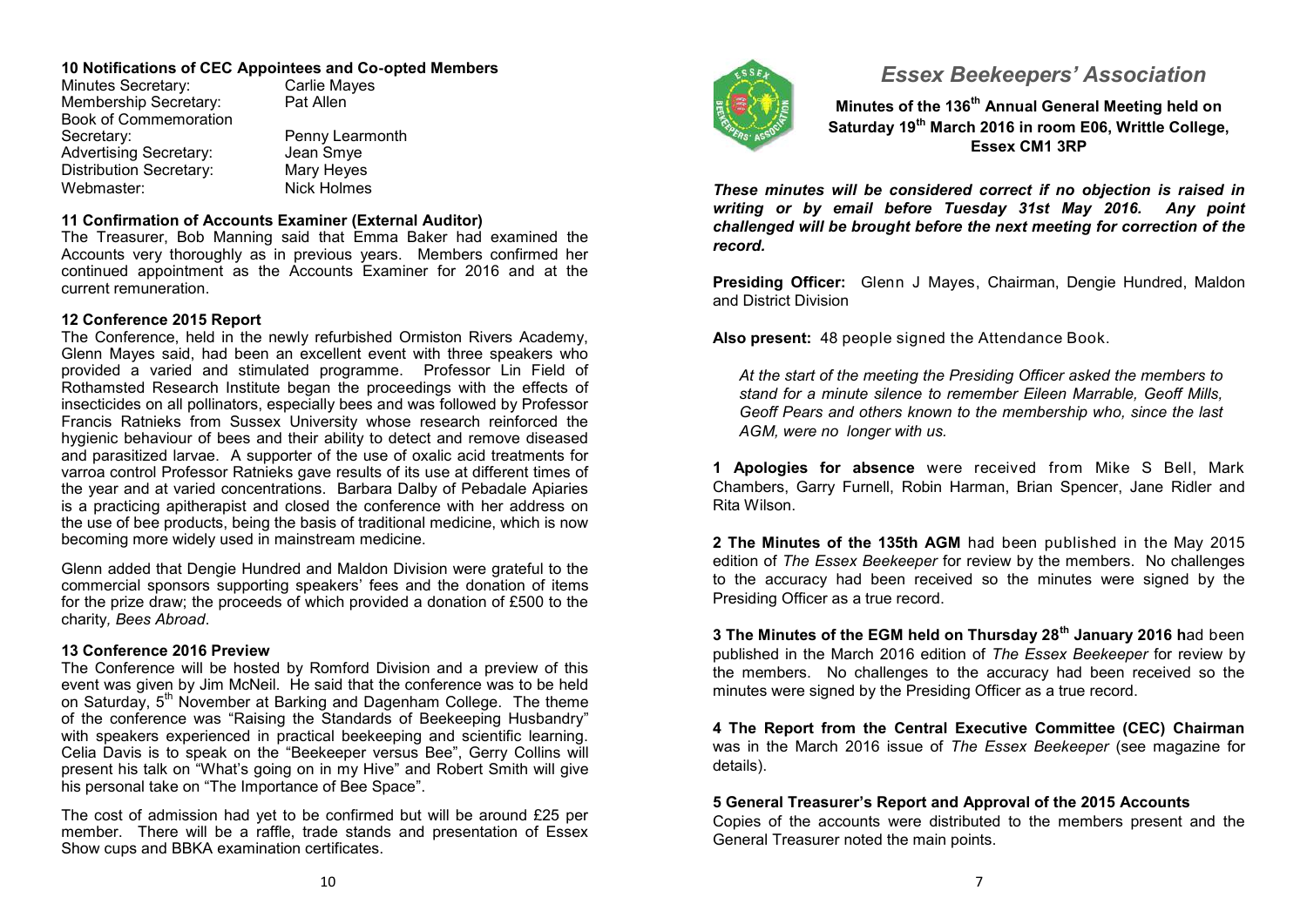# *Essex Beekeepers' Association*

**Minutes of the 136th Annual General Meeting held on Saturday 19th March 2016 in room E06, Writtle College, Essex CM1 3RP**

***These minutes will be considered correct if no objection is raised in writing or by email before Tuesday 31st May 2016. Any point challenged will be brought before the next meeting for correction of the record.***

**Presiding Officer:** Glenn J Mayes, Chairman, Dengie Hundred, Maldon and District Division

**Also present:** 48 people signed the Attendance Book.

*At the start of the meeting the Presiding Officer asked the members to stand for a minute silence to remember Eileen Marrable, Geoff Mills, Geoff Pears and others known to the membership who, since the last AGM, were no longer with us.*

**1 Apologies for absence** were received from Mike S Bell, Mark Chambers, Garry Furnell, Robin Harman, Brian Spencer, Jane Ridler and Rita Wilson.

**2 The Minutes of the 135th AGM** had been published in the May 2015 edition of *The Essex Beekeeper* for review by the members. No challenges to the accuracy had been received so the minutes were signed by the Presiding Officer as a true record.

**3 The Minutes of the EGM held on Thursday 28th January 2016 h**ad been published in the March 2016 edition of *The Essex Beekeeper* for review by the members. No challenges to the accuracy had been received so the minutes were signed by the Presiding Officer as a true record.

**4 The Report from the Central Executive Committee (CEC) Chairman** was in the March 2016 issue of *The Essex Beekeeper* (see magazine for details).

**5 General Treasurer's Report and Approval of the 2015 Accounts**

Copies of the accounts were distributed to the members present and the General Treasurer noted the main points.

**10 Notifications of CEC Appointees and Co-opted Members**

| | |
|---|---|
| Minutes Secretary: | Carlie Mayes |
| Membership Secretary: | Pat Allen |
| Book of Commemoration Secretary: | Penny Learmonth |
| Advertising Secretary: | Jean Smye |
| Distribution Secretary: | Mary Heyes |
| Webmaster: | Nick Holmes |

**11 Confirmation of Accounts Examiner (External Auditor)**

The Treasurer, Bob Manning said that Emma Baker had examined the Accounts very thoroughly as in previous years. Members confirmed her continued appointment as the Accounts Examiner for 2016 and at the current remuneration.

**12 Conference 2015 Report**

The Conference, held in the newly refurbished Ormiston Rivers Academy, Glenn Mayes said, had been an excellent event with three speakers who provided a varied and stimulated programme. Professor Lin Field of Rothamsted Research Institute began the proceedings with the effects of insecticides on all pollinators, especially bees and was followed by Professor Francis Ratnieks from Sussex University whose research reinforced the hygienic behaviour of bees and their ability to detect and remove diseased and parasitized larvae. A supporter of the use of oxalic acid treatments for varroa control Professor Ratnieks gave results of its use at different times of the year and at varied concentrations. Barbara Dalby of Pebadale Apiaries is a practicing apitherapist and closed the conference with her address on the use of bee products, being the basis of traditional medicine, which is now becoming more widely used in mainstream medicine.

Glenn added that Dengie Hundred and Maldon Division were grateful to the commercial sponsors supporting speakers' fees and the donation of items for the prize draw; the proceeds of which provided a donation of £500 to the charity, *Bees Abroad*.

**13 Conference 2016 Preview**

The Conference will be hosted by Romford Division and a preview of this event was given by Jim McNeil. He said that the conference was to be held on Saturday, 5th November at Barking and Dagenham College. The theme of the conference was "Raising the Standards of Beekeeping Husbandry" with speakers experienced in practical beekeeping and scientific learning. Celia Davis is to speak on the "Beekeeper versus Bee", Gerry Collins will present his talk on "What's going on in my Hive" and Robert Smith will give his personal take on "The Importance of Bee Space".

The cost of admission had yet to be confirmed but will be around £25 per member. There will be a raffle, trade stands and presentation of Essex Show cups and BBKA examination certificates.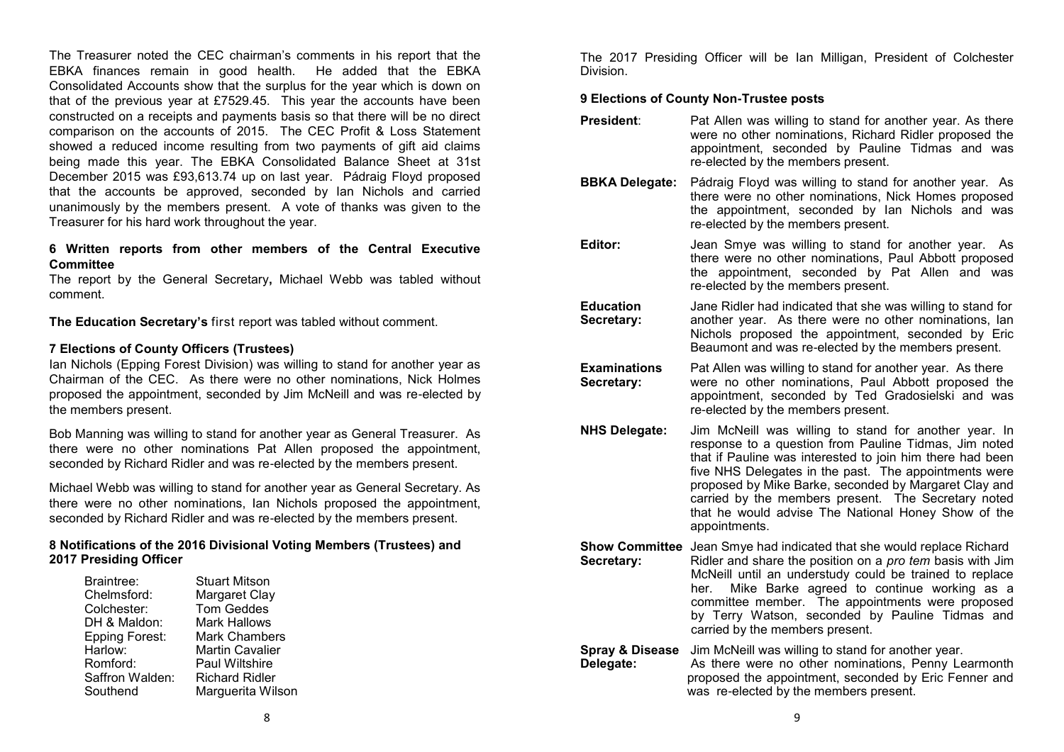The Treasurer noted the CEC chairman's comments in his report that the EBKA finances remain in good health. He added that the EBKA Consolidated Accounts show that the surplus for the year which is down on that of the previous year at £7529.45. This year the accounts have been constructed on a receipts and payments basis so that there will be no direct comparison on the accounts of 2015. The CEC Profit & Loss Statement showed a reduced income resulting from two payments of gift aid claims being made this year. The EBKA Consolidated Balance Sheet at 31st December 2015 was £93,613.74 up on last year. Pádraig Floyd proposed that the accounts be approved, seconded by Ian Nichols and carried unanimously by the members present. A vote of thanks was given to the Treasurer for his hard work throughout the year.

### 6 Written reports from other members of the Central Executive Committee

The report by the General Secretary**,** Michael Webb was tabled without comment.

**The Education Secretary's** first report was tabled without comment.

### 7 Elections of County Officers (Trustees)

Ian Nichols (Epping Forest Division) was willing to stand for another year as Chairman of the CEC. As there were no other nominations, Nick Holmes proposed the appointment, seconded by Jim McNeill and was re-elected by the members present.

Bob Manning was willing to stand for another year as General Treasurer. As there were no other nominations Pat Allen proposed the appointment, seconded by Richard Ridler and was re-elected by the members present.

Michael Webb was willing to stand for another year as General Secretary. As there were no other nominations, Ian Nichols proposed the appointment, seconded by Richard Ridler and was re-elected by the members present.

### 8 Notifications of the 2016 Divisional Voting Members (Trustees) and 2017 Presiding Officer

| | |
|---|---|
| Braintree: | Stuart Mitson |
| Chelmsford: | Margaret Clay |
| Colchester: | Tom Geddes |
| DH & Maldon: | Mark Hallows |
| Epping Forest: | Mark Chambers |
| Harlow: | Martin Cavalier |
| Romford: | Paul Wiltshire |
| Saffron Walden: | Richard Ridler |
| Southend | Marguerita Wilson |

The 2017 Presiding Officer will be Ian Milligan, President of Colchester Division.

### 9 Elections of County Non-Trustee posts

**President**: Pat Allen was willing to stand for another year. As there were no other nominations, Richard Ridler proposed the appointment, seconded by Pauline Tidmas and was re-elected by the members present.

**BBKA Delegate:** Pádraig Floyd was willing to stand for another year. As there were no other nominations, Nick Homes proposed the appointment, seconded by Ian Nichols and was re-elected by the members present.

**Editor:** Jean Smye was willing to stand for another year. As there were no other nominations, Paul Abbott proposed the appointment, seconded by Pat Allen and was re-elected by the members present.

**Education Secretary:** Jane Ridler had indicated that she was willing to stand for another year. As there were no other nominations, Ian Nichols proposed the appointment, seconded by Eric Beaumont and was re-elected by the members present.

**Examinations Secretary:** Pat Allen was willing to stand for another year. As there were no other nominations, Paul Abbott proposed the appointment, seconded by Ted Gradosielski and was re-elected by the members present.

**NHS Delegate:** Jim McNeill was willing to stand for another year. In response to a question from Pauline Tidmas, Jim noted that if Pauline was interested to join him there had been five NHS Delegates in the past. The appointments were proposed by Mike Barke, seconded by Margaret Clay and carried by the members present. The Secretary noted that he would advise The National Honey Show of the appointments.

**Show Committee Secretary:** Jean Smye had indicated that she would replace Richard Ridler and share the position on a *pro tem* basis with Jim McNeill until an understudy could be trained to replace her. Mike Barke agreed to continue working as a committee member. The appointments were proposed by Terry Watson, seconded by Pauline Tidmas and carried by the members present.

**Spray & Disease Delegate:** Jim McNeill was willing to stand for another year. As there were no other nominations, Penny Learmonth proposed the appointment, seconded by Eric Fenner and was re-elected by the members present.